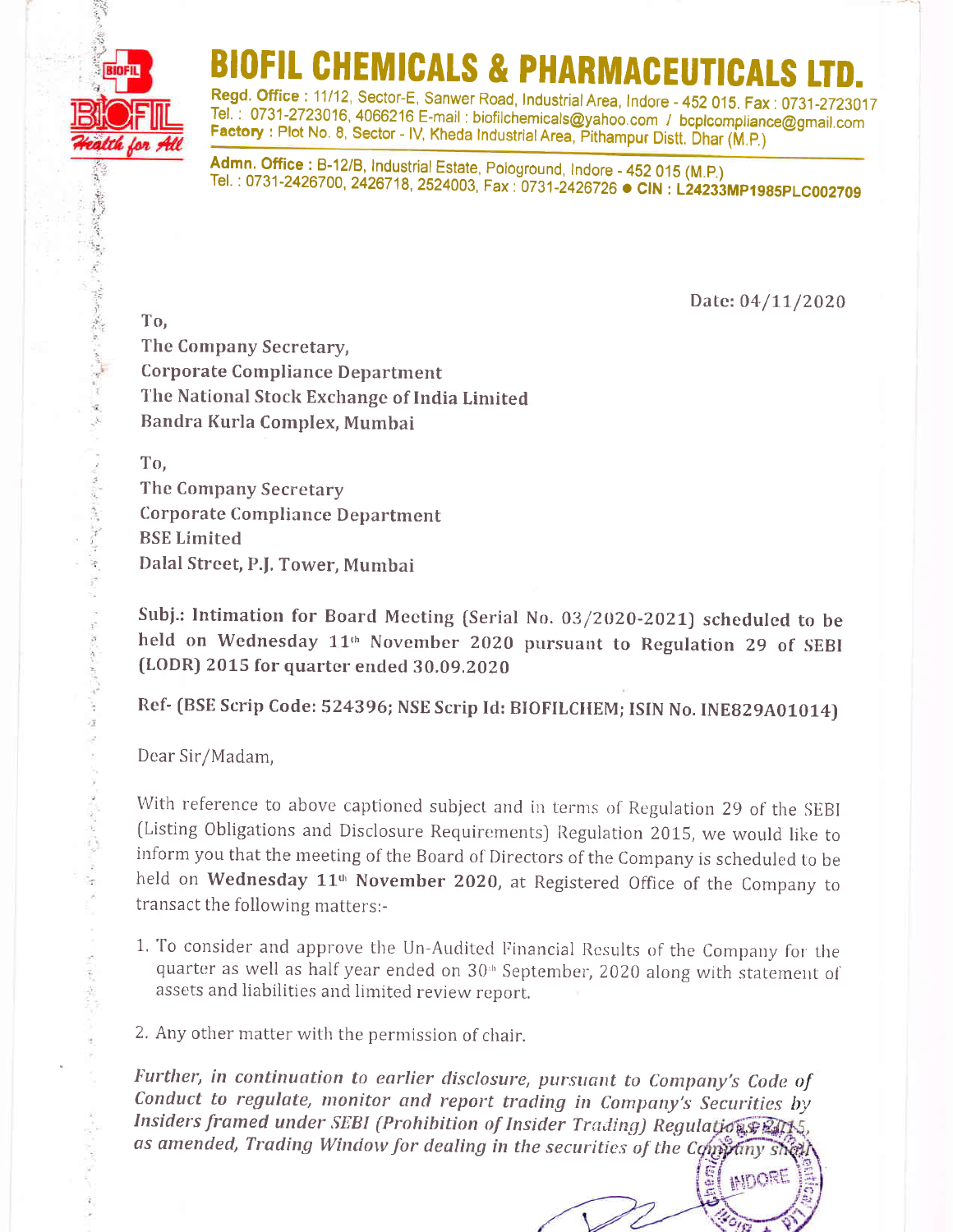# BIOFIL CHEMICALS & PHARMACEUTICALS LTD.

**Regd. Office** : 11/12, Sector-E, Sanwer Road, Industrial Area, Indore - 452 015. Fax : 0731-2723017
Tel. : 0731-2723016, 4066216 E-mail : biofilchemicals@yahoo.com / bcplcompliance@gmail.com
**Factory** : Plot No. 8, Sector - IV, Kheda Industrial Area, Pithampur Distt. Dhar (M.P.)

**Admn. Office** : B-12/B, Industrial Estate, Pologround, Indore - 452 015 (M.P.)
Tel. : 0731-2426700, 2426718, 2524003, Fax : 0731-2426726 ● **CIN : L24233MP1985PLC002709**

Date: 04/11/2020

To,
The Company Secretary,
Corporate Compliance Department
The National Stock Exchange of India Limited
Bandra Kurla Complex, Mumbai

To,
The Company Secretary
Corporate Compliance Department
BSE Limited
Dalal Street, P.J. Tower, Mumbai

**Subj.: Intimation for Board Meeting (Serial No. 03/2020-2021) scheduled to be held on Wednesday 11th November 2020 pursuant to Regulation 29 of SEBI (LODR) 2015 for quarter ended 30.09.2020**

**Ref- (BSE Scrip Code: 524396; NSE Scrip Id: BIOFILCHEM; ISIN No. INE829A01014)**

Dear Sir/Madam,

With reference to above captioned subject and in terms of Regulation 29 of the SEBI (Listing Obligations and Disclosure Requirements) Regulation 2015, we would like to inform you that the meeting of the Board of Directors of the Company is scheduled to be held on **Wednesday 11th November 2020**, at Registered Office of the Company to transact the following matters:-

1. To consider and approve the Un-Audited Financial Results of the Company for the quarter as well as half year ended on 30th September, 2020 along with statement of assets and liabilities and limited review report.
2. Any other matter with the permission of chair.

*Further, in continuation to earlier disclosure, pursuant to Company's Code of Conduct to regulate, monitor and report trading in Company's Securities by Insiders framed under SEBI (Prohibition of Insider Trading) Regulations 2015, as amended, Trading Window for dealing in the securities of the Company shall*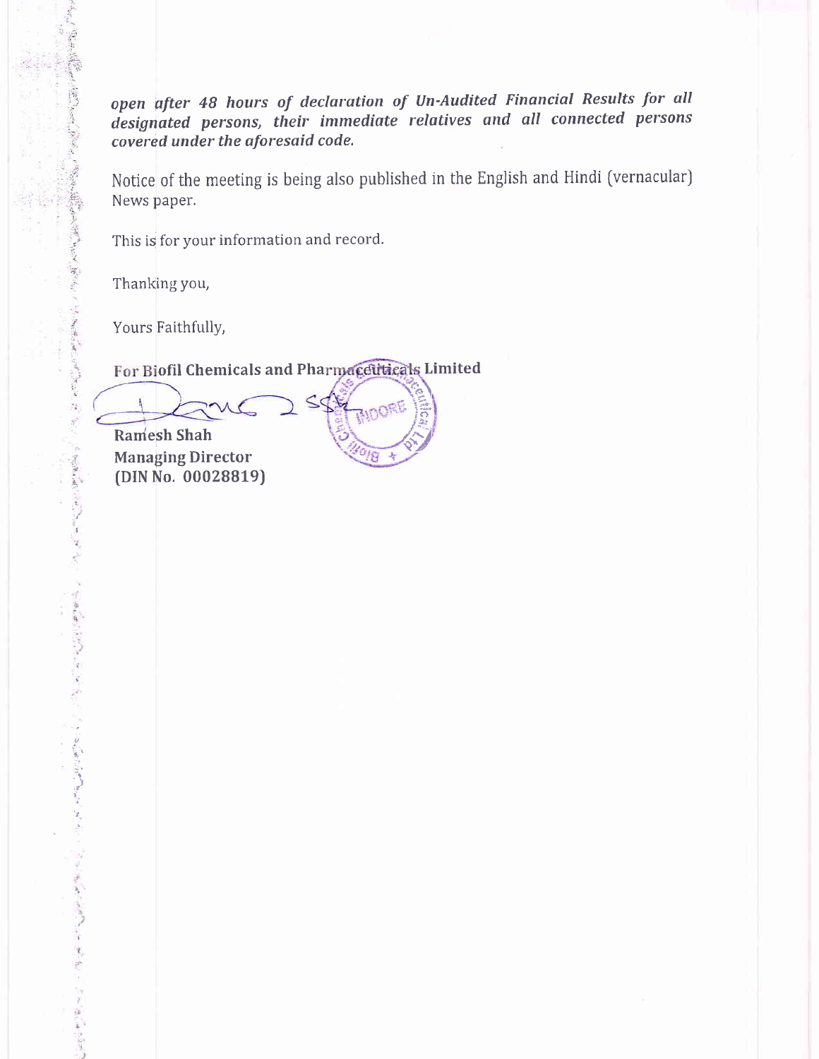*open after 48 hours of declaration of Un-Audited Financial Results for all designated persons, their immediate relatives and all connected persons covered under the aforesaid code.*

Notice of the meeting is being also published in the English and Hindi (vernacular) News paper.

This is for your information and record.

Thanking you,

Yours Faithfully,

**For Biofil Chemicals and Pharmaceuticals Limited**

**Ramesh Shah**
**Managing Director**
**(DIN No. 00028819)**